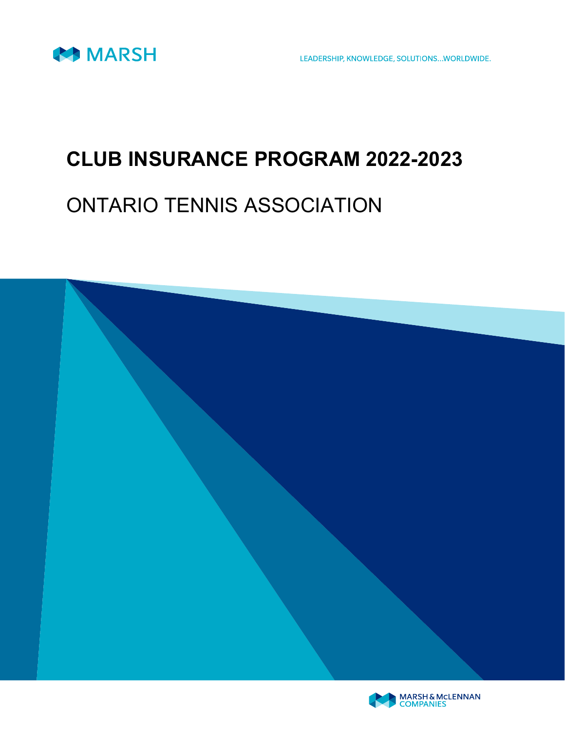MARSH

LEADERSHIP, KNOWLEDGE, SOLUTIONS...WORLDWIDE.

# CLUB INSURANCE PROGRAM 2022-2023

## ONTARIO TENNIS ASSOCIATION

MARSH & McLENNAN COMPANIES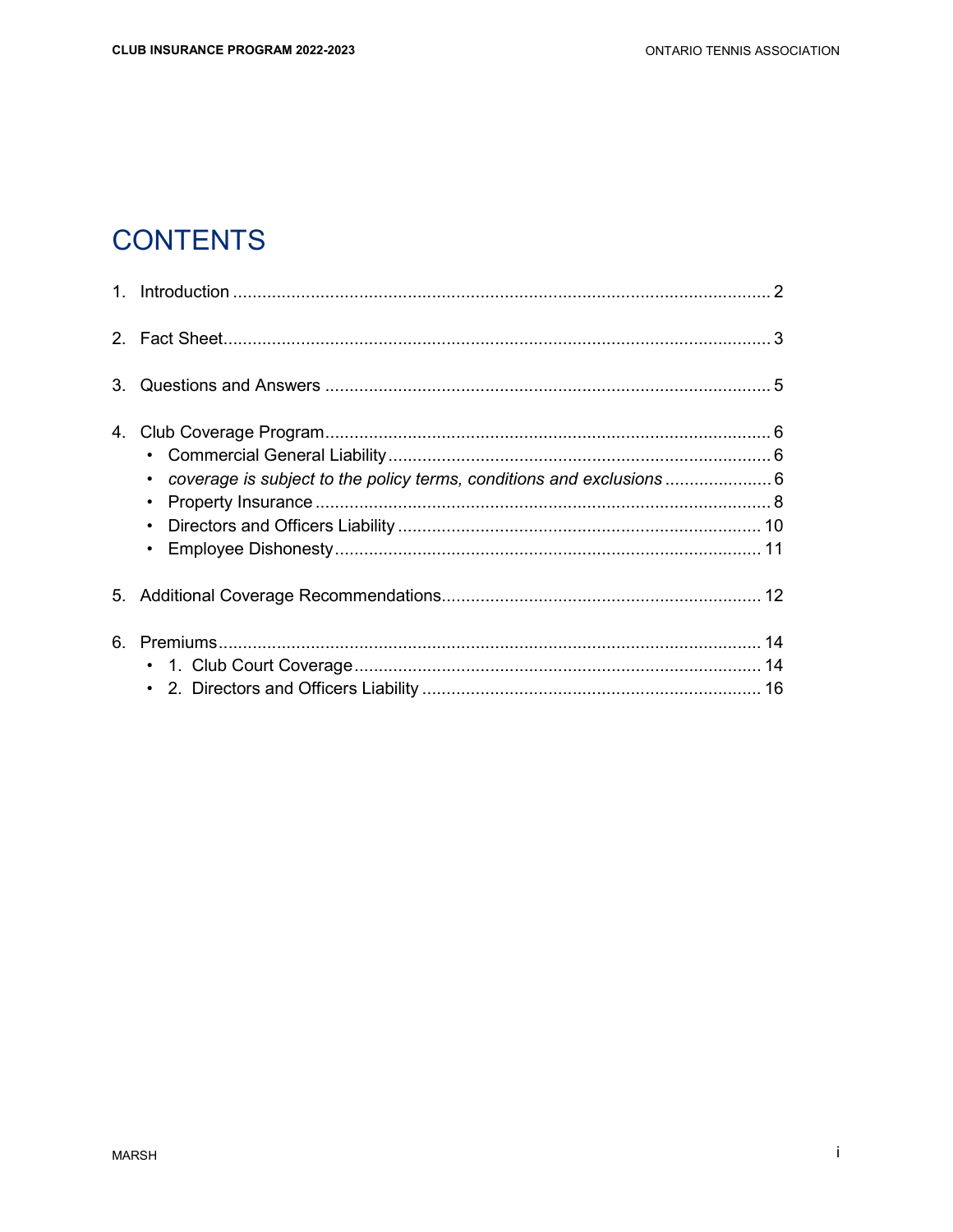# CONTENTS

1. Introduction .......................................................................................................... 2

2. Fact Sheet.............................................................................................................. 3

3. Questions and Answers ......................................................................................... 5

4. Club Coverage Program......................................................................................... 6
   - Commercial General Liability .............................................................................. 6
   - *coverage is subject to the policy terms, conditions and exclusions* ..................... 6
   - Property Insurance ............................................................................................. 8
   - Directors and Officers Liability .......................................................................... 10
   - Employee Dishonesty ........................................................................................ 11

5. Additional Coverage Recommendations................................................................ 12

6. Premiums............................................................................................................. 14
   - 1. Club Court Coverage ..................................................................................... 14
   - 2. Directors and Officers Liability ...................................................................... 16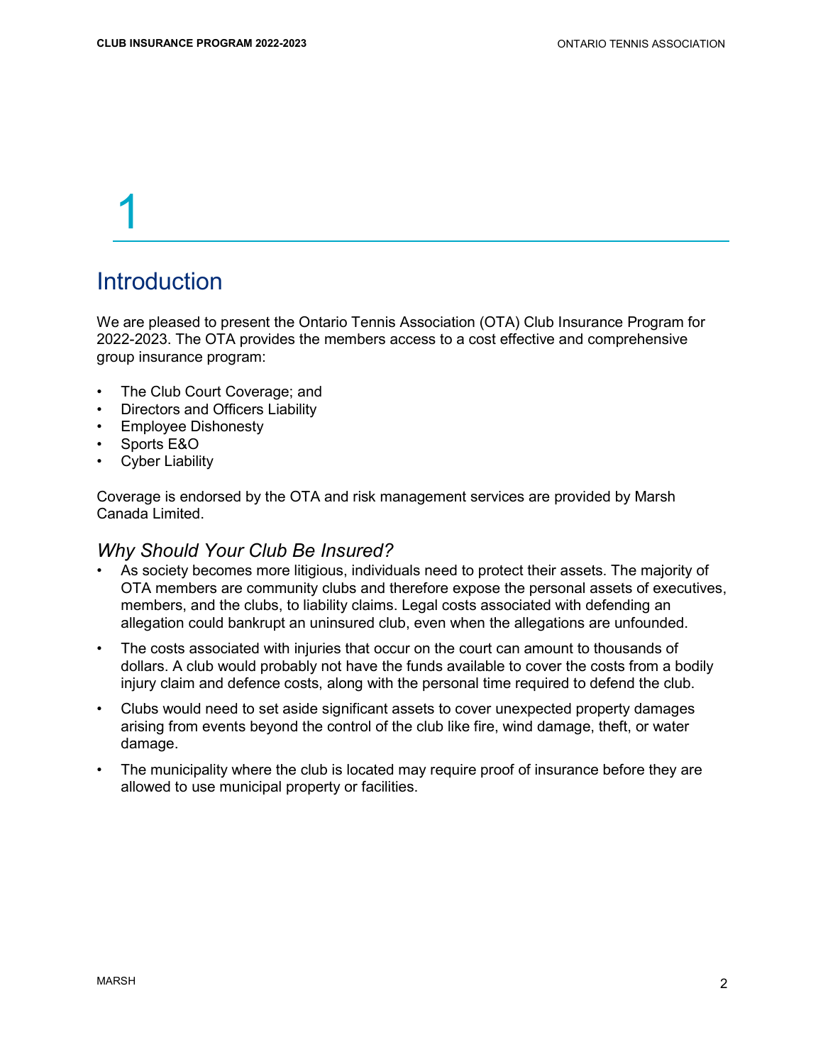# 1

# Introduction

We are pleased to present the Ontario Tennis Association (OTA) Club Insurance Program for 2022-2023. The OTA provides the members access to a cost effective and comprehensive group insurance program:

- The Club Court Coverage; and
- Directors and Officers Liability
- Employee Dishonesty
- Sports E&O
- Cyber Liability

Coverage is endorsed by the OTA and risk management services are provided by Marsh Canada Limited.

## *Why Should Your Club Be Insured?*

- As society becomes more litigious, individuals need to protect their assets. The majority of OTA members are community clubs and therefore expose the personal assets of executives, members, and the clubs, to liability claims. Legal costs associated with defending an allegation could bankrupt an uninsured club, even when the allegations are unfounded.
- The costs associated with injuries that occur on the court can amount to thousands of dollars. A club would probably not have the funds available to cover the costs from a bodily injury claim and defence costs, along with the personal time required to defend the club.
- Clubs would need to set aside significant assets to cover unexpected property damages arising from events beyond the control of the club like fire, wind damage, theft, or water damage.
- The municipality where the club is located may require proof of insurance before they are allowed to use municipal property or facilities.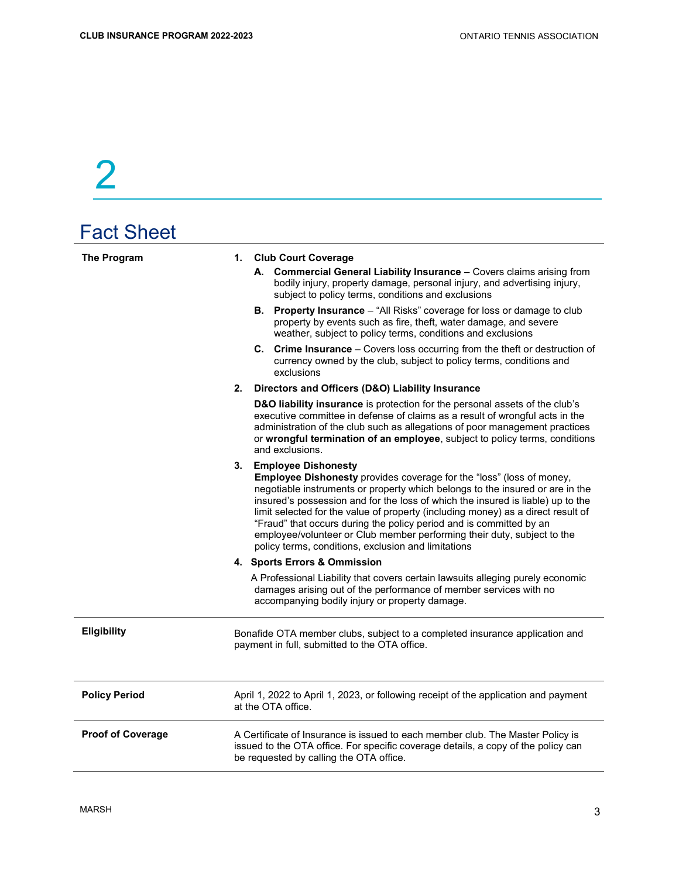# 2

## Fact Sheet

| | |
|---|---|
| **The Program** | **1. Club Court Coverage**<br>**A. Commercial General Liability Insurance** – Covers claims arising from bodily injury, property damage, personal injury, and advertising injury, subject to policy terms, conditions and exclusions<br>**B. Property Insurance** – "All Risks" coverage for loss or damage to club property by events such as fire, theft, water damage, and severe weather, subject to policy terms, conditions and exclusions<br>**C. Crime Insurance** – Covers loss occurring from the theft or destruction of currency owned by the club, subject to policy terms, conditions and exclusions<br>**2. Directors and Officers (D&O) Liability Insurance**<br>**D&O liability insurance** is protection for the personal assets of the club's executive committee in defense of claims as a result of wrongful acts in the administration of the club such as allegations of poor management practices or **wrongful termination of an employee**, subject to policy terms, conditions and exclusions.<br>**3. Employee Dishonesty**<br>**Employee Dishonesty** provides coverage for the "loss" (loss of money, negotiable instruments or property which belongs to the insured or are in the insured's possession and for the loss of which the insured is liable) up to the limit selected for the value of property (including money) as a direct result of "Fraud" that occurs during the policy period and is committed by an employee/volunteer or Club member performing their duty, subject to the policy terms, conditions, exclusion and limitations<br>**4. Sports Errors & Ommission**<br>A Professional Liability that covers certain lawsuits alleging purely economic damages arising out of the performance of member services with no accompanying bodily injury or property damage. |
| **Eligibility** | Bonafide OTA member clubs, subject to a completed insurance application and payment in full, submitted to the OTA office. |
| **Policy Period** | April 1, 2022 to April 1, 2023, or following receipt of the application and payment at the OTA office. |
| **Proof of Coverage** | A Certificate of Insurance is issued to each member club. The Master Policy is issued to the OTA office. For specific coverage details, a copy of the policy can be requested by calling the OTA office. |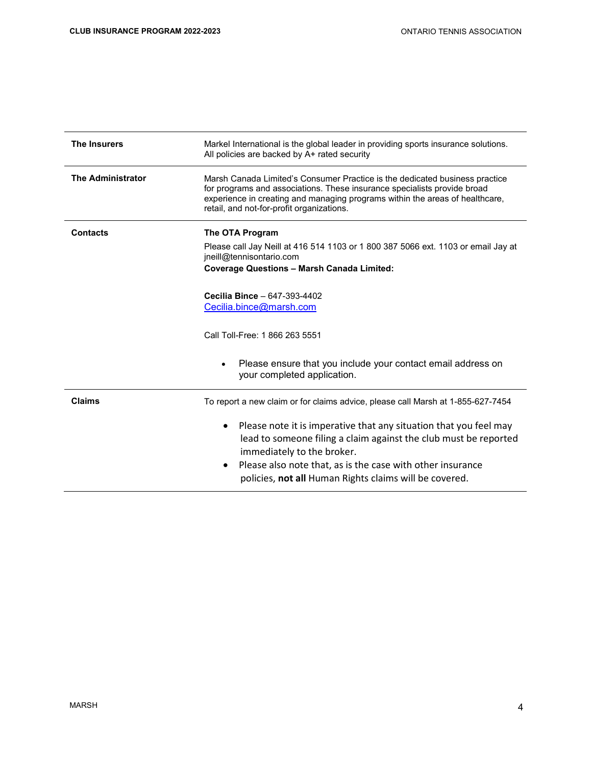| | |
|---|---|
| **The Insurers** | Markel International is the global leader in providing sports insurance solutions. All policies are backed by A+ rated security |
| **The Administrator** | Marsh Canada Limited's Consumer Practice is the dedicated business practice for programs and associations. These insurance specialists provide broad experience in creating and managing programs within the areas of healthcare, retail, and not-for-profit organizations. |
| **Contacts** | **The OTA Program**<br>Please call Jay Neill at 416 514 1103 or 1 800 387 5066 ext. 1103 or email Jay at jneill@tennisontario.com<br>**Coverage Questions – Marsh Canada Limited:**<br><br>**Cecilia Bince** – 647-393-4402<br>Cecilia.bince@marsh.com<br><br>Call Toll-Free: 1 866 263 5551<br><br>• Please ensure that you include your contact email address on your completed application. |
| **Claims** | To report a new claim or for claims advice, please call Marsh at 1-855-627-7454<br><br>• Please note it is imperative that any situation that you feel may lead to someone filing a claim against the club must be reported immediately to the broker.<br>• Please also note that, as is the case with other insurance policies, **not all** Human Rights claims will be covered. |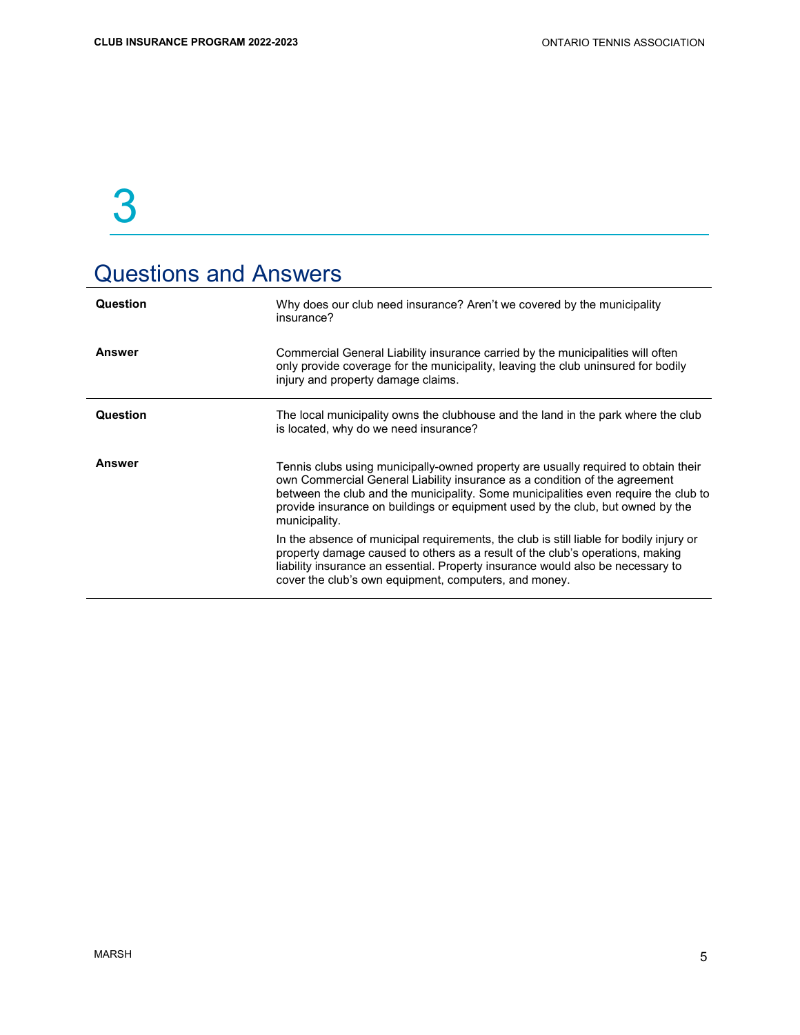# 3

## Questions and Answers

| | |
|---|---|
| **Question** | Why does our club need insurance? Aren't we covered by the municipality insurance? |
| **Answer** | Commercial General Liability insurance carried by the municipalities will often only provide coverage for the municipality, leaving the club uninsured for bodily injury and property damage claims. |
| **Question** | The local municipality owns the clubhouse and the land in the park where the club is located, why do we need insurance? |
| **Answer** | Tennis clubs using municipally-owned property are usually required to obtain their own Commercial General Liability insurance as a condition of the agreement between the club and the municipality. Some municipalities even require the club to provide insurance on buildings or equipment used by the club, but owned by the municipality.<br><br>In the absence of municipal requirements, the club is still liable for bodily injury or property damage caused to others as a result of the club's operations, making liability insurance an essential. Property insurance would also be necessary to cover the club's own equipment, computers, and money. |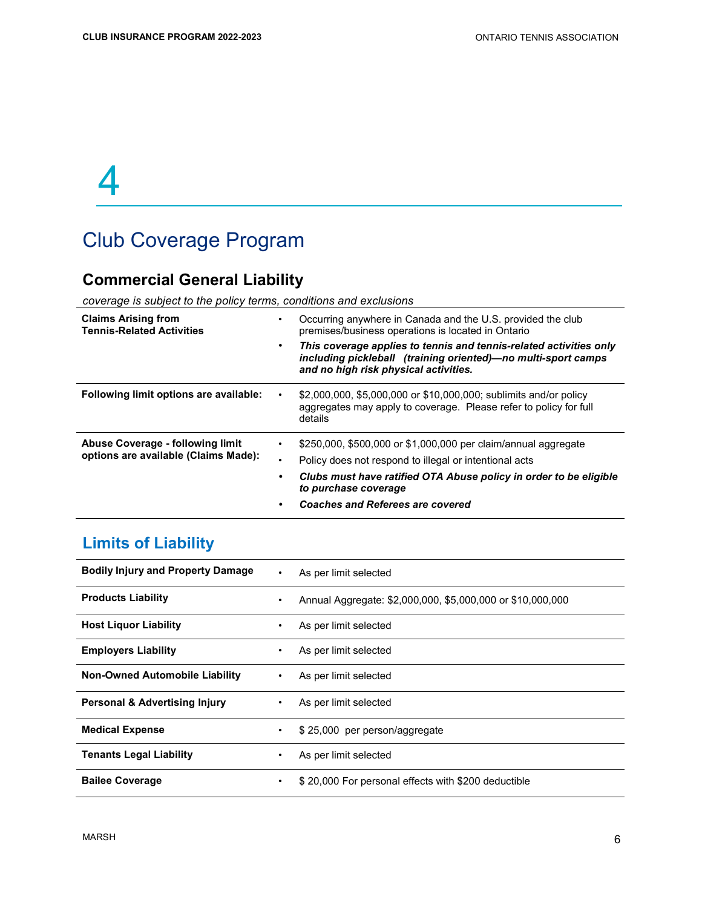# 4

# Club Coverage Program

## Commercial General Liability

*coverage is subject to the policy terms, conditions and exclusions*

| | |
|---|---|
| **Claims Arising from Tennis-Related Activities** | • Occurring anywhere in Canada and the U.S. provided the club premises/business operations is located in Ontario<br>• ***This coverage applies to tennis and tennis-related activities only including pickleball (training oriented)—no multi-sport camps and no high risk physical activities.*** |
| **Following limit options are available:** | • $2,000,000, $5,000,000 or $10,000,000; sublimits and/or policy aggregates may apply to coverage. Please refer to policy for full details |
| **Abuse Coverage - following limit options are available (Claims Made):** | • $250,000, $500,000 or $1,000,000 per claim/annual aggregate<br>• Policy does not respond to illegal or intentional acts<br>• ***Clubs must have ratified OTA Abuse policy in order to be eligible to purchase coverage***<br>• ***Coaches and Referees are covered*** |

## Limits of Liability

| | |
|---|---|
| **Bodily Injury and Property Damage** | • As per limit selected |
| **Products Liability** | • Annual Aggregate: $2,000,000, $5,000,000 or $10,000,000 |
| **Host Liquor Liability** | • As per limit selected |
| **Employers Liability** | • As per limit selected |
| **Non-Owned Automobile Liability** | • As per limit selected |
| **Personal & Advertising Injury** | • As per limit selected |
| **Medical Expense** | • $ 25,000 per person/aggregate |
| **Tenants Legal Liability** | • As per limit selected |
| **Bailee Coverage** | • $ 20,000 For personal effects with $200 deductible |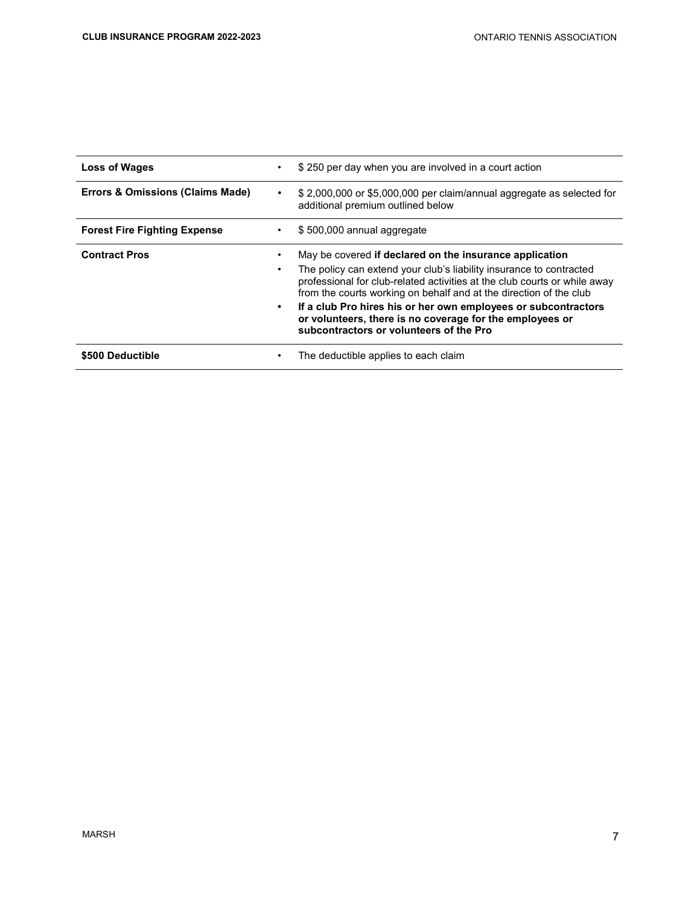| | |
|---|---|
| **Loss of Wages** | • $ 250 per day when you are involved in a court action |
| **Errors & Omissions (Claims Made)** | • $ 2,000,000 or $5,000,000 per claim/annual aggregate as selected for additional premium outlined below |
| **Forest Fire Fighting Expense** | • $ 500,000 annual aggregate |
| **Contract Pros** | • May be covered **if declared on the insurance application**<br>• The policy can extend your club's liability insurance to contracted professional for club-related activities at the club courts or while away from the courts working on behalf and at the direction of the club<br>• **If a club Pro hires his or her own employees or subcontractors or volunteers, there is no coverage for the employees or subcontractors or volunteers of the Pro** |
| **$500 Deductible** | • The deductible applies to each claim |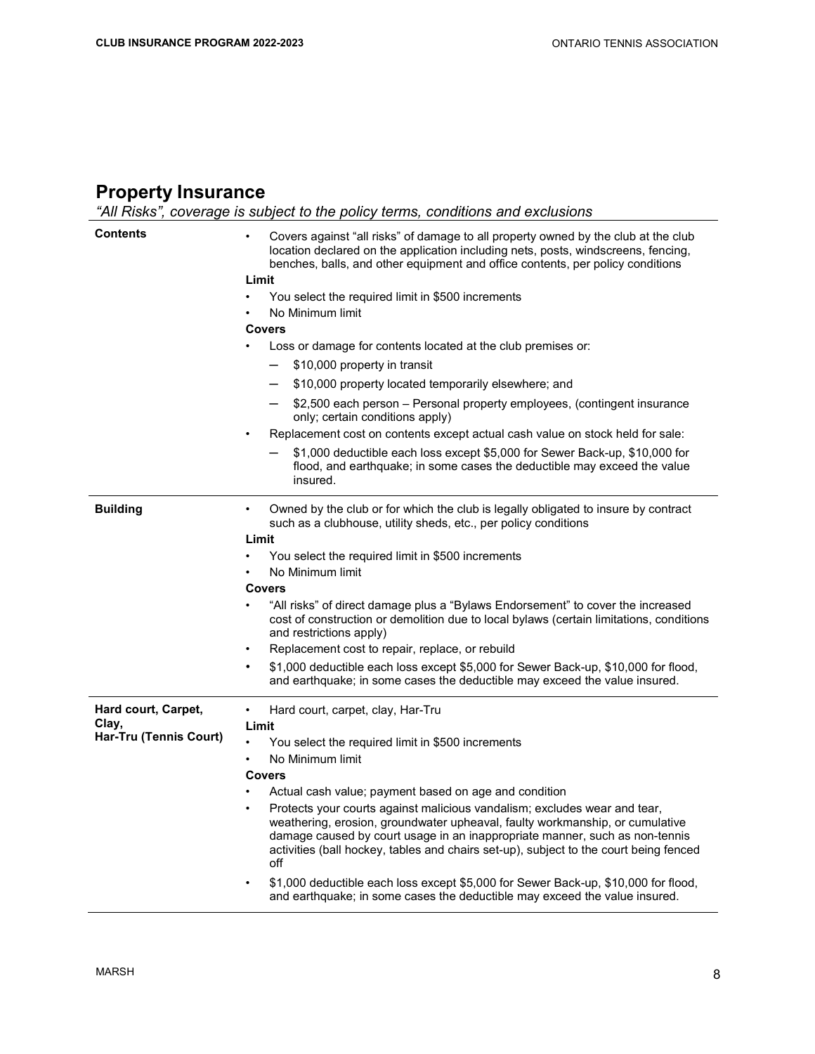## Property Insurance

*"All Risks", coverage is subject to the policy terms, conditions and exclusions*

| | |
|---|---|
| **Contents** | • Covers against "all risks" of damage to all property owned by the club at the club location declared on the application including nets, posts, windscreens, fencing, benches, balls, and other equipment and office contents, per policy conditions<br>**Limit**<br>• You select the required limit in $500 increments<br>• No Minimum limit<br>**Covers**<br>• Loss or damage for contents located at the club premises or:<br>— $10,000 property in transit<br>— $10,000 property located temporarily elsewhere; and<br>— $2,500 each person – Personal property employees, (contingent insurance only; certain conditions apply)<br>• Replacement cost on contents except actual cash value on stock held for sale:<br>— $1,000 deductible each loss except $5,000 for Sewer Back-up, $10,000 for flood, and earthquake; in some cases the deductible may exceed the value insured. |
| **Building** | • Owned by the club or for which the club is legally obligated to insure by contract such as a clubhouse, utility sheds, etc., per policy conditions<br>**Limit**<br>• You select the required limit in $500 increments<br>• No Minimum limit<br>**Covers**<br>• "All risks" of direct damage plus a "Bylaws Endorsement" to cover the increased cost of construction or demolition due to local bylaws (certain limitations, conditions and restrictions apply)<br>• Replacement cost to repair, replace, or rebuild<br>• $1,000 deductible each loss except $5,000 for Sewer Back-up, $10,000 for flood, and earthquake; in some cases the deductible may exceed the value insured. |
| **Hard court, Carpet, Clay, Har-Tru (Tennis Court)** | • Hard court, carpet, clay, Har-Tru<br>**Limit**<br>• You select the required limit in $500 increments<br>• No Minimum limit<br>**Covers**<br>• Actual cash value; payment based on age and condition<br>• Protects your courts against malicious vandalism; excludes wear and tear, weathering, erosion, groundwater upheaval, faulty workmanship, or cumulative damage caused by court usage in an inappropriate manner, such as non-tennis activities (ball hockey, tables and chairs set-up), subject to the court being fenced off<br>• $1,000 deductible each loss except $5,000 for Sewer Back-up, $10,000 for flood, and earthquake; in some cases the deductible may exceed the value insured. |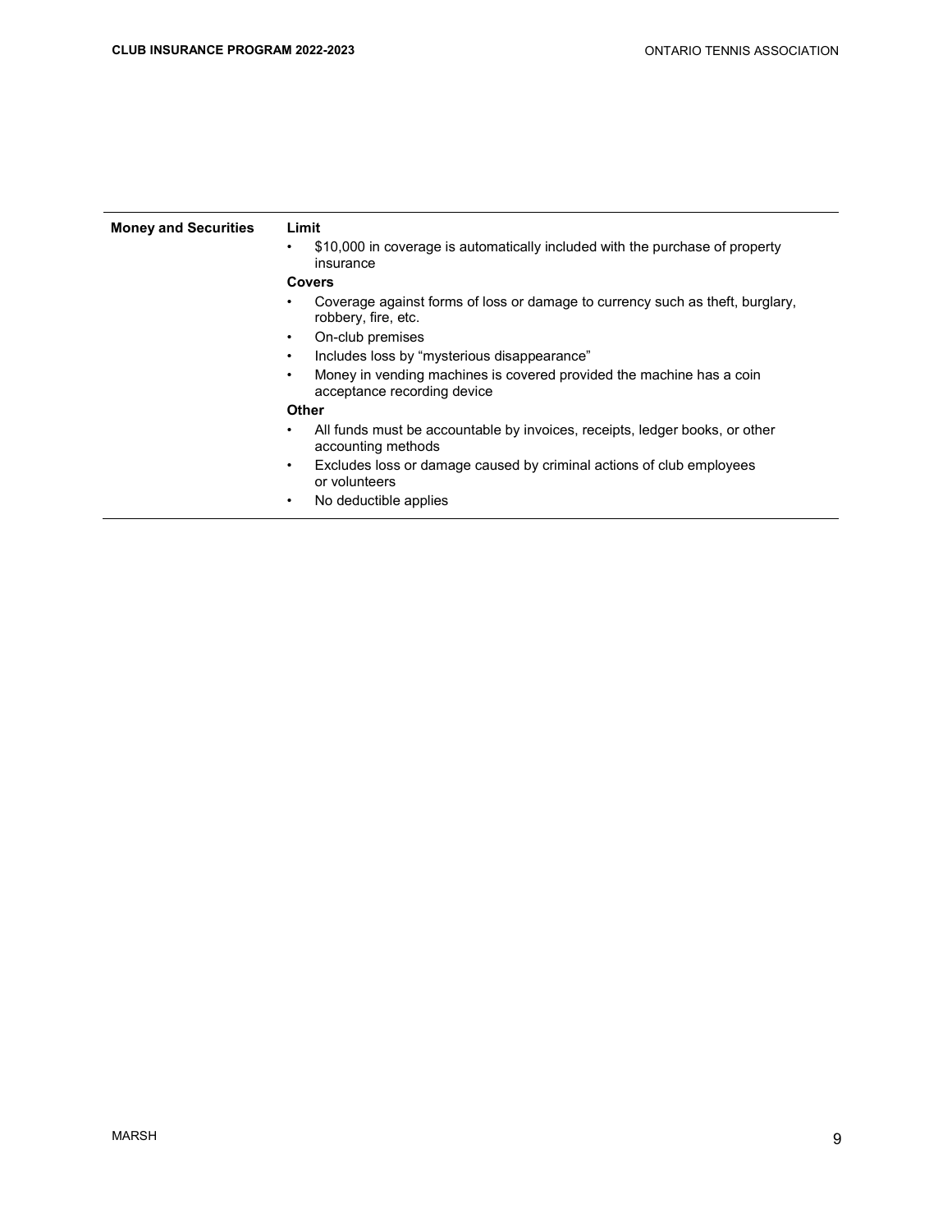| **Money and Securities** | **Limit**<br>• $10,000 in coverage is automatically included with the purchase of property insurance<br>**Covers**<br>• Coverage against forms of loss or damage to currency such as theft, burglary, robbery, fire, etc.<br>• On-club premises<br>• Includes loss by "mysterious disappearance"<br>• Money in vending machines is covered provided the machine has a coin acceptance recording device<br>**Other**<br>• All funds must be accountable by invoices, receipts, ledger books, or other accounting methods<br>• Excludes loss or damage caused by criminal actions of club employees or volunteers<br>• No deductible applies |
|---|---|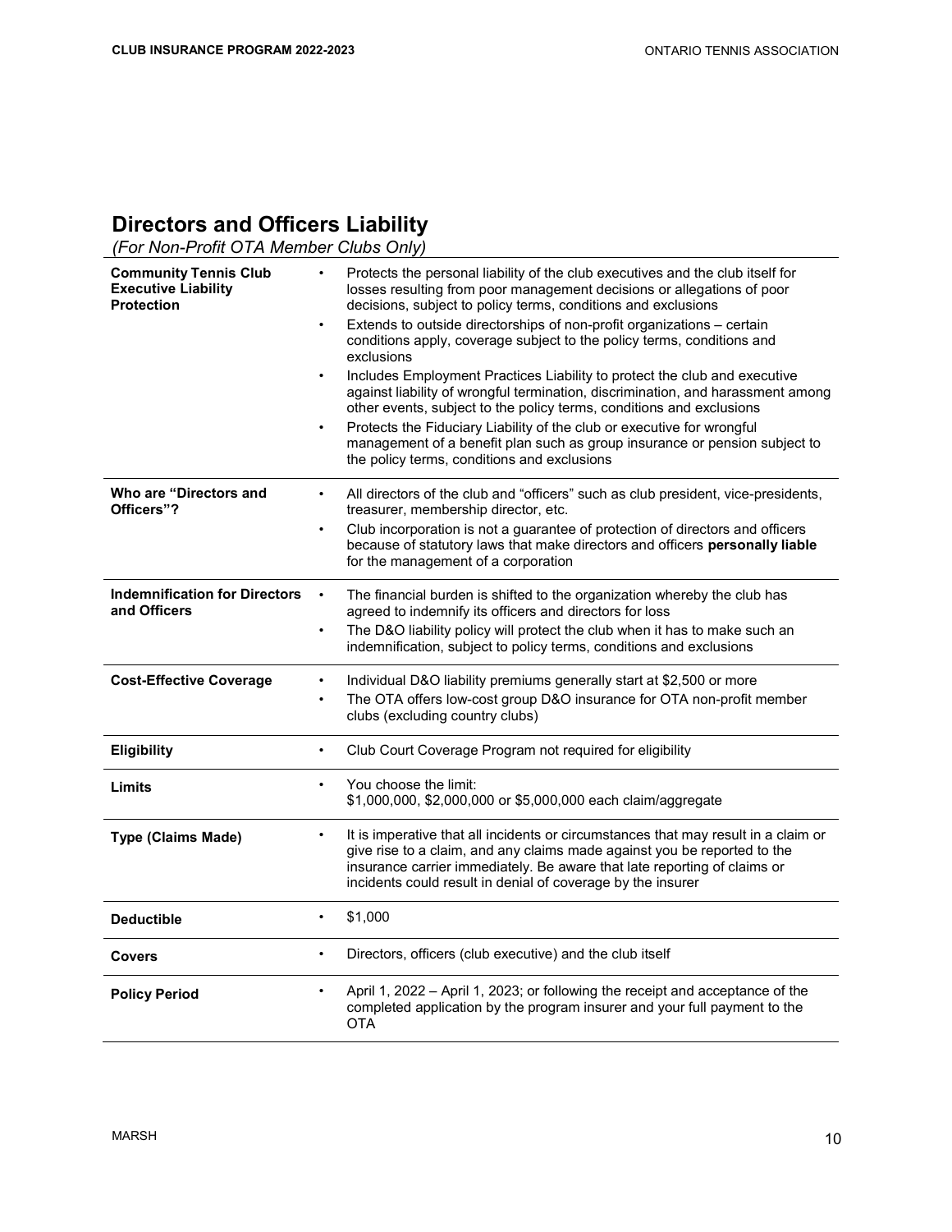## Directors and Officers Liability

*(For Non-Profit OTA Member Clubs Only)*

| | |
|---|---|
| **Community Tennis Club Executive Liability Protection** | • Protects the personal liability of the club executives and the club itself for losses resulting from poor management decisions or allegations of poor decisions, subject to policy terms, conditions and exclusions<br>• Extends to outside directorships of non-profit organizations – certain conditions apply, coverage subject to the policy terms, conditions and exclusions<br>• Includes Employment Practices Liability to protect the club and executive against liability of wrongful termination, discrimination, and harassment among other events, subject to the policy terms, conditions and exclusions<br>• Protects the Fiduciary Liability of the club or executive for wrongful management of a benefit plan such as group insurance or pension subject to the policy terms, conditions and exclusions |
| **Who are "Directors and Officers"?** | • All directors of the club and "officers" such as club president, vice-presidents, treasurer, membership director, etc.<br>• Club incorporation is not a guarantee of protection of directors and officers because of statutory laws that make directors and officers **personally liable** for the management of a corporation |
| **Indemnification for Directors and Officers** | • The financial burden is shifted to the organization whereby the club has agreed to indemnify its officers and directors for loss<br>• The D&O liability policy will protect the club when it has to make such an indemnification, subject to policy terms, conditions and exclusions |
| **Cost-Effective Coverage** | • Individual D&O liability premiums generally start at $2,500 or more<br>• The OTA offers low-cost group D&O insurance for OTA non-profit member clubs (excluding country clubs) |
| **Eligibility** | • Club Court Coverage Program not required for eligibility |
| **Limits** | • You choose the limit:<br>$1,000,000, $2,000,000 or $5,000,000 each claim/aggregate |
| **Type (Claims Made)** | • It is imperative that all incidents or circumstances that may result in a claim or give rise to a claim, and any claims made against you be reported to the insurance carrier immediately. Be aware that late reporting of claims or incidents could result in denial of coverage by the insurer |
| **Deductible** | • $1,000 |
| **Covers** | • Directors, officers (club executive) and the club itself |
| **Policy Period** | • April 1, 2022 – April 1, 2023; or following the receipt and acceptance of the completed application by the program insurer and your full payment to the OTA |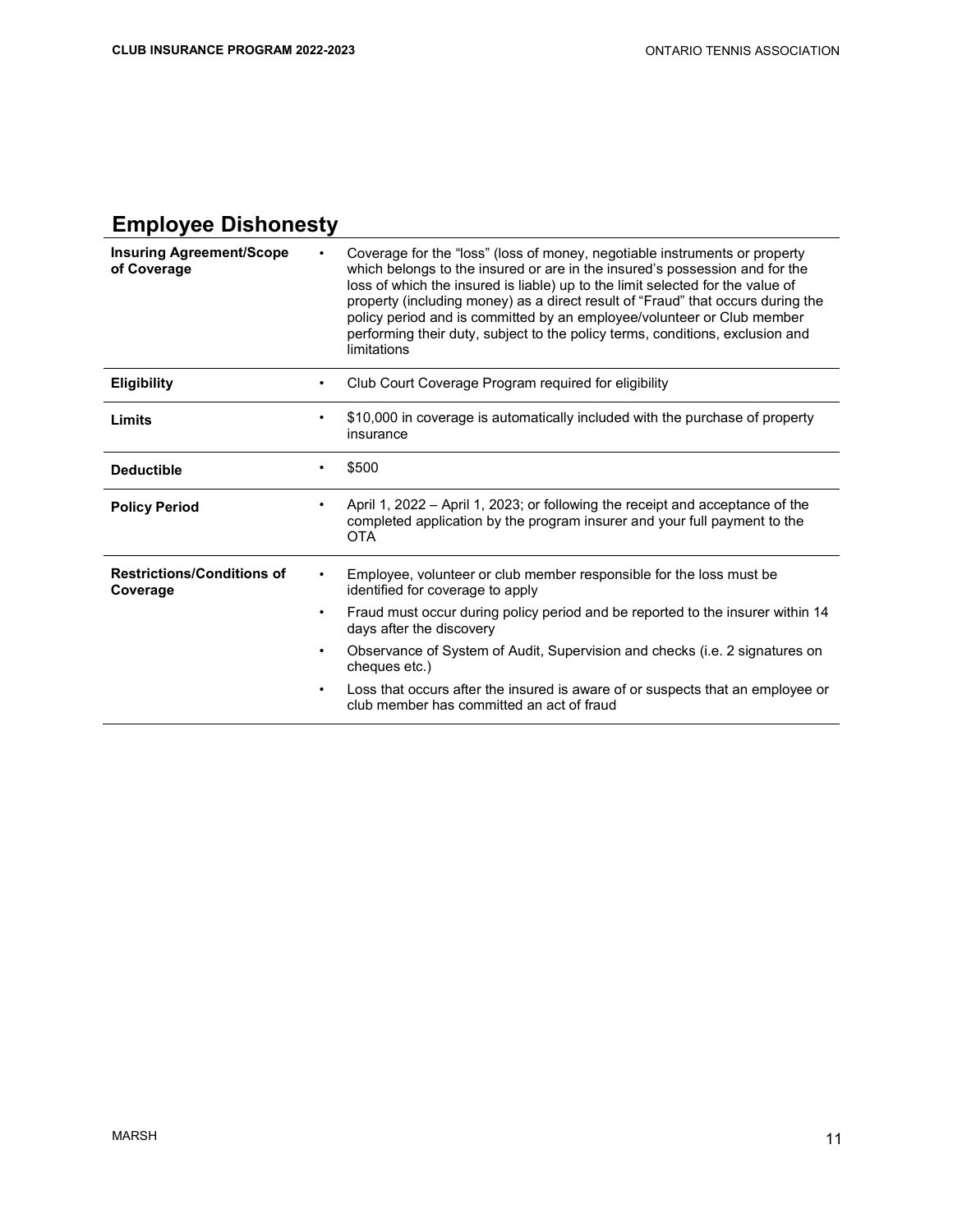## Employee Dishonesty

| | |
|---|---|
| **Insuring Agreement/Scope of Coverage** | • Coverage for the “loss” (loss of money, negotiable instruments or property which belongs to the insured or are in the insured’s possession and for the loss of which the insured is liable) up to the limit selected for the value of property (including money) as a direct result of “Fraud” that occurs during the policy period and is committed by an employee/volunteer or Club member performing their duty, subject to the policy terms, conditions, exclusion and limitations |
| **Eligibility** | • Club Court Coverage Program required for eligibility |
| **Limits** | • $10,000 in coverage is automatically included with the purchase of property insurance |
| **Deductible** | • $500 |
| **Policy Period** | • April 1, 2022 – April 1, 2023; or following the receipt and acceptance of the completed application by the program insurer and your full payment to the OTA |
| **Restrictions/Conditions of Coverage** | • Employee, volunteer or club member responsible for the loss must be identified for coverage to apply<br>• Fraud must occur during policy period and be reported to the insurer within 14 days after the discovery<br>• Observance of System of Audit, Supervision and checks (i.e. 2 signatures on cheques etc.)<br>• Loss that occurs after the insured is aware of or suspects that an employee or club member has committed an act of fraud |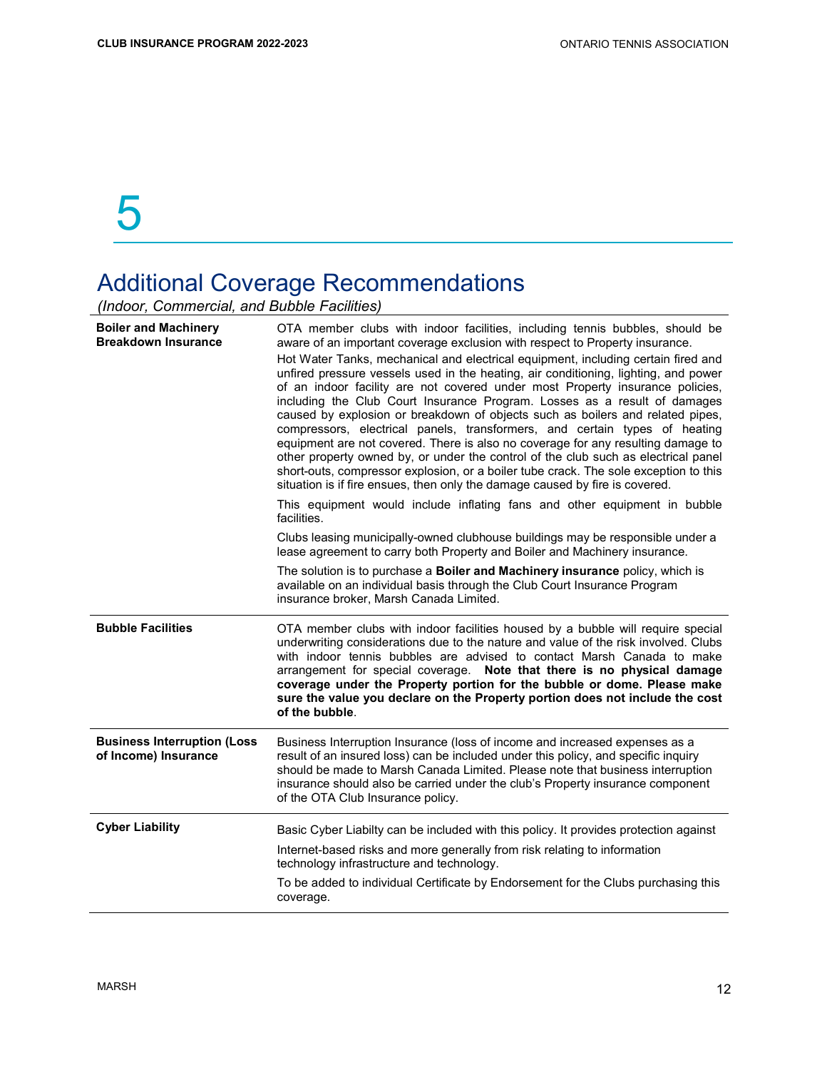# 5

## Additional Coverage Recommendations

*(Indoor, Commercial, and Bubble Facilities)*

| | |
|---|---|
| **Boiler and Machinery Breakdown Insurance** | OTA member clubs with indoor facilities, including tennis bubbles, should be aware of an important coverage exclusion with respect to Property insurance.<br>Hot Water Tanks, mechanical and electrical equipment, including certain fired and unfired pressure vessels used in the heating, air conditioning, lighting, and power of an indoor facility are not covered under most Property insurance policies, including the Club Court Insurance Program. Losses as a result of damages caused by explosion or breakdown of objects such as boilers and related pipes, compressors, electrical panels, transformers, and certain types of heating equipment are not covered. There is also no coverage for any resulting damage to other property owned by, or under the control of the club such as electrical panel short-outs, compressor explosion, or a boiler tube crack. The sole exception to this situation is if fire ensues, then only the damage caused by fire is covered.<br>This equipment would include inflating fans and other equipment in bubble facilities.<br>Clubs leasing municipally-owned clubhouse buildings may be responsible under a lease agreement to carry both Property and Boiler and Machinery insurance.<br>The solution is to purchase a **Boiler and Machinery insurance** policy, which is available on an individual basis through the Club Court Insurance Program insurance broker, Marsh Canada Limited. |
| **Bubble Facilities** | OTA member clubs with indoor facilities housed by a bubble will require special underwriting considerations due to the nature and value of the risk involved. Clubs with indoor tennis bubbles are advised to contact Marsh Canada to make arrangement for special coverage. **Note that there is no physical damage coverage under the Property portion for the bubble or dome. Please make sure the value you declare on the Property portion does not include the cost of the bubble**. |
| **Business Interruption (Loss of Income) Insurance** | Business Interruption Insurance (loss of income and increased expenses as a result of an insured loss) can be included under this policy, and specific inquiry should be made to Marsh Canada Limited. Please note that business interruption insurance should also be carried under the club's Property insurance component of the OTA Club Insurance policy. |
| **Cyber Liability** | Basic Cyber Liabilty can be included with this policy. It provides protection against<br>Internet-based risks and more generally from risk relating to information technology infrastructure and technology.<br>To be added to individual Certificate by Endorsement for the Clubs purchasing this coverage. |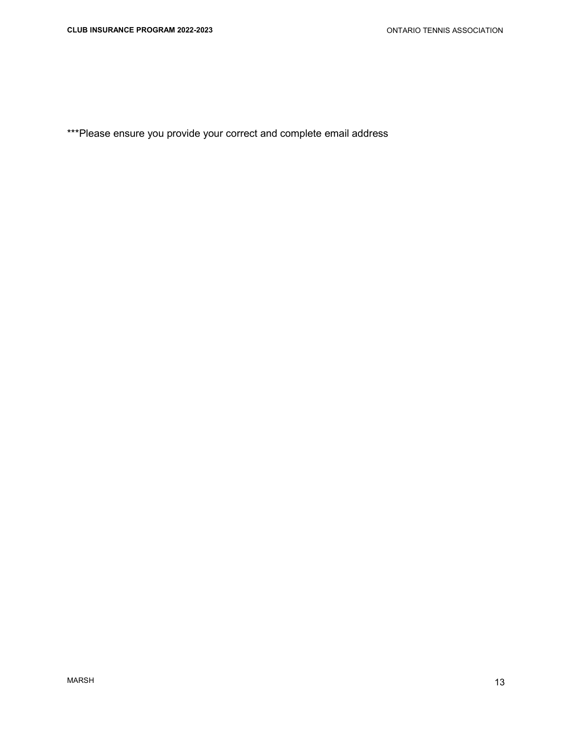***Please ensure you provide your correct and complete email address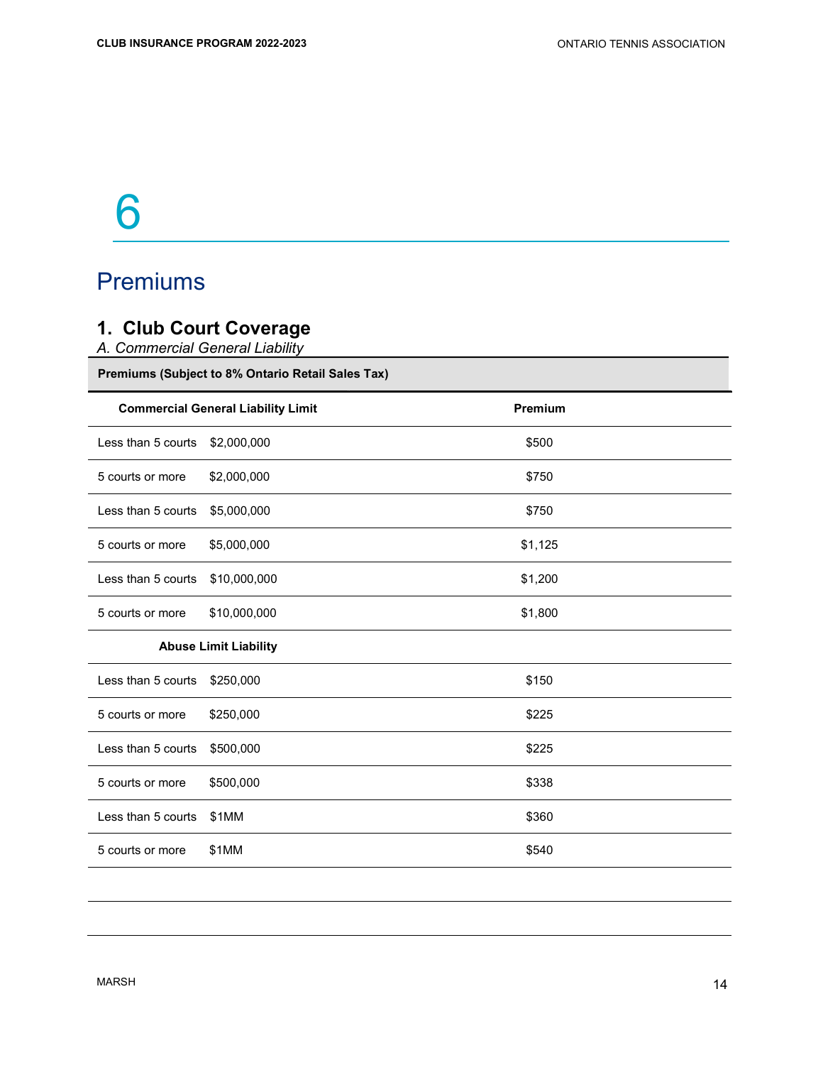# 6

# Premiums

## 1. Club Court Coverage

*A. Commercial General Liability*

| Premiums (Subject to 8% Ontario Retail Sales Tax) | | |
|---|---|---|
| **Commercial General Liability Limit** | | **Premium** |
| Less than 5 courts | $2,000,000 | $500 |
| 5 courts or more | $2,000,000 | $750 |
| Less than 5 courts | $5,000,000 | $750 |
| 5 courts or more | $5,000,000 | $1,125 |
| Less than 5 courts | $10,000,000 | $1,200 |
| 5 courts or more | $10,000,000 | $1,800 |
| **Abuse Limit Liability** | | |
| Less than 5 courts | $250,000 | $150 |
| 5 courts or more | $250,000 | $225 |
| Less than 5 courts | $500,000 | $225 |
| 5 courts or more | $500,000 | $338 |
| Less than 5 courts | $1MM | $360 |
| 5 courts or more | $1MM | $540 |
| | | |
| | | |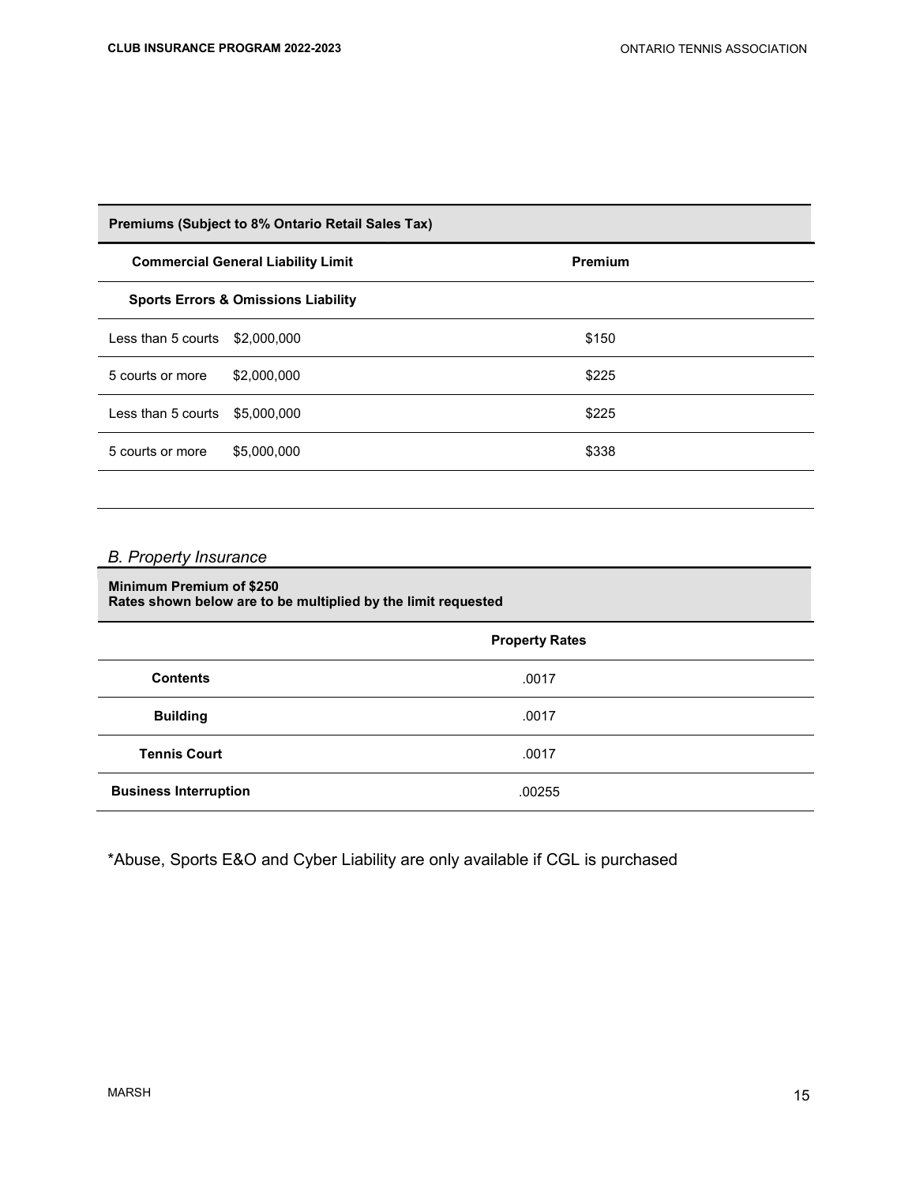| Premiums (Subject to 8% Ontario Retail Sales Tax) | | |
|---|---|---|
| **Commercial General Liability Limit** | | **Premium** |
| **Sports Errors & Omissions Liability** | | |
| Less than 5 courts | $2,000,000 | $150 |
| 5 courts or more | $2,000,000 | $225 |
| Less than 5 courts | $5,000,000 | $225 |
| 5 courts or more | $5,000,000 | $338 |

*B. Property Insurance*

**Minimum Premium of $250**
**Rates shown below are to be multiplied by the limit requested**

| | Property Rates |
|---|---|
| **Contents** | .0017 |
| **Building** | .0017 |
| **Tennis Court** | .0017 |
| **Business Interruption** | .00255 |

*Abuse, Sports E&O and Cyber Liability are only available if CGL is purchased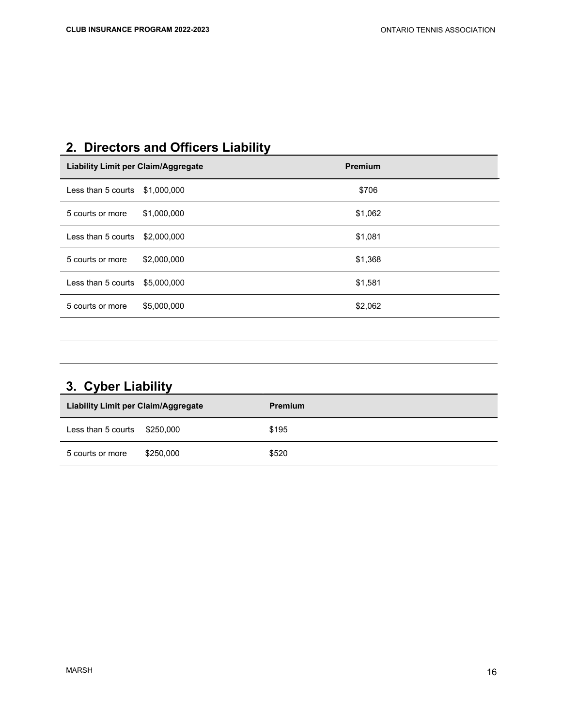## 2. Directors and Officers Liability

| Liability Limit per Claim/Aggregate | | Premium |
|---|---|---|
| Less than 5 courts | $1,000,000 | $706 |
| 5 courts or more | $1,000,000 | $1,062 |
| Less than 5 courts | $2,000,000 | $1,081 |
| 5 courts or more | $2,000,000 | $1,368 |
| Less than 5 courts | $5,000,000 | $1,581 |
| 5 courts or more | $5,000,000 | $2,062 |

## 3. Cyber Liability

| Liability Limit per Claim/Aggregate | | Premium |
|---|---|---|
| Less than 5 courts | $250,000 | $195 |
| 5 courts or more | $250,000 | $520 |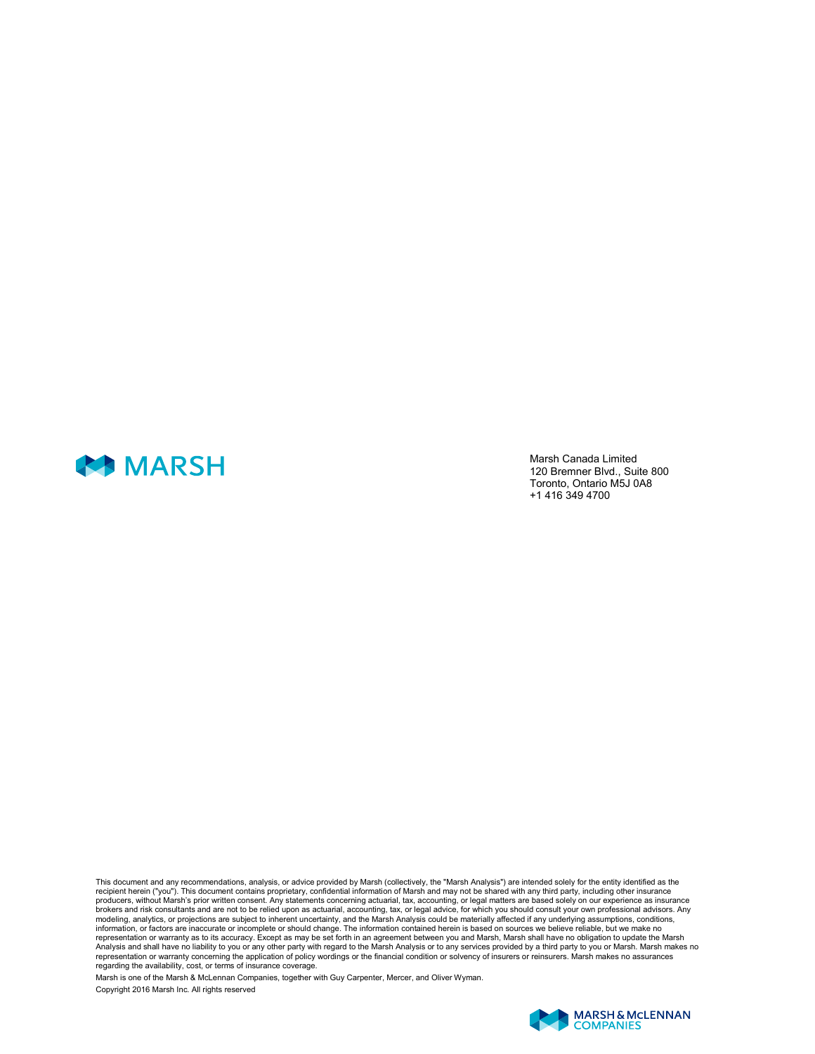MARSH

Marsh Canada Limited
120 Bremner Blvd., Suite 800
Toronto, Ontario M5J 0A8
+1 416 349 4700

This document and any recommendations, analysis, or advice provided by Marsh (collectively, the "Marsh Analysis") are intended solely for the entity identified as the recipient herein ("you"). This document contains proprietary, confidential information of Marsh and may not be shared with any third party, including other insurance producers, without Marsh's prior written consent. Any statements concerning actuarial, tax, accounting, or legal matters are based solely on our experience as insurance brokers and risk consultants and are not to be relied upon as actuarial, accounting, tax, or legal advice, for which you should consult your own professional advisors. Any modeling, analytics, or projections are subject to inherent uncertainty, and the Marsh Analysis could be materially affected if any underlying assumptions, conditions, information, or factors are inaccurate or incomplete or should change. The information contained herein is based on sources we believe reliable, but we make no representation or warranty as to its accuracy. Except as may be set forth in an agreement between you and Marsh, Marsh shall have no obligation to update the Marsh Analysis and shall have no liability to you or any other party with regard to the Marsh Analysis or to any services provided by a third party to you or Marsh. Marsh makes no representation or warranty concerning the application of policy wordings or the financial condition or solvency of insurers or reinsurers. Marsh makes no assurances regarding the availability, cost, or terms of insurance coverage.

Marsh is one of the Marsh & McLennan Companies, together with Guy Carpenter, Mercer, and Oliver Wyman.

Copyright 2016 Marsh Inc. All rights reserved

MARSH & McLENNAN COMPANIES